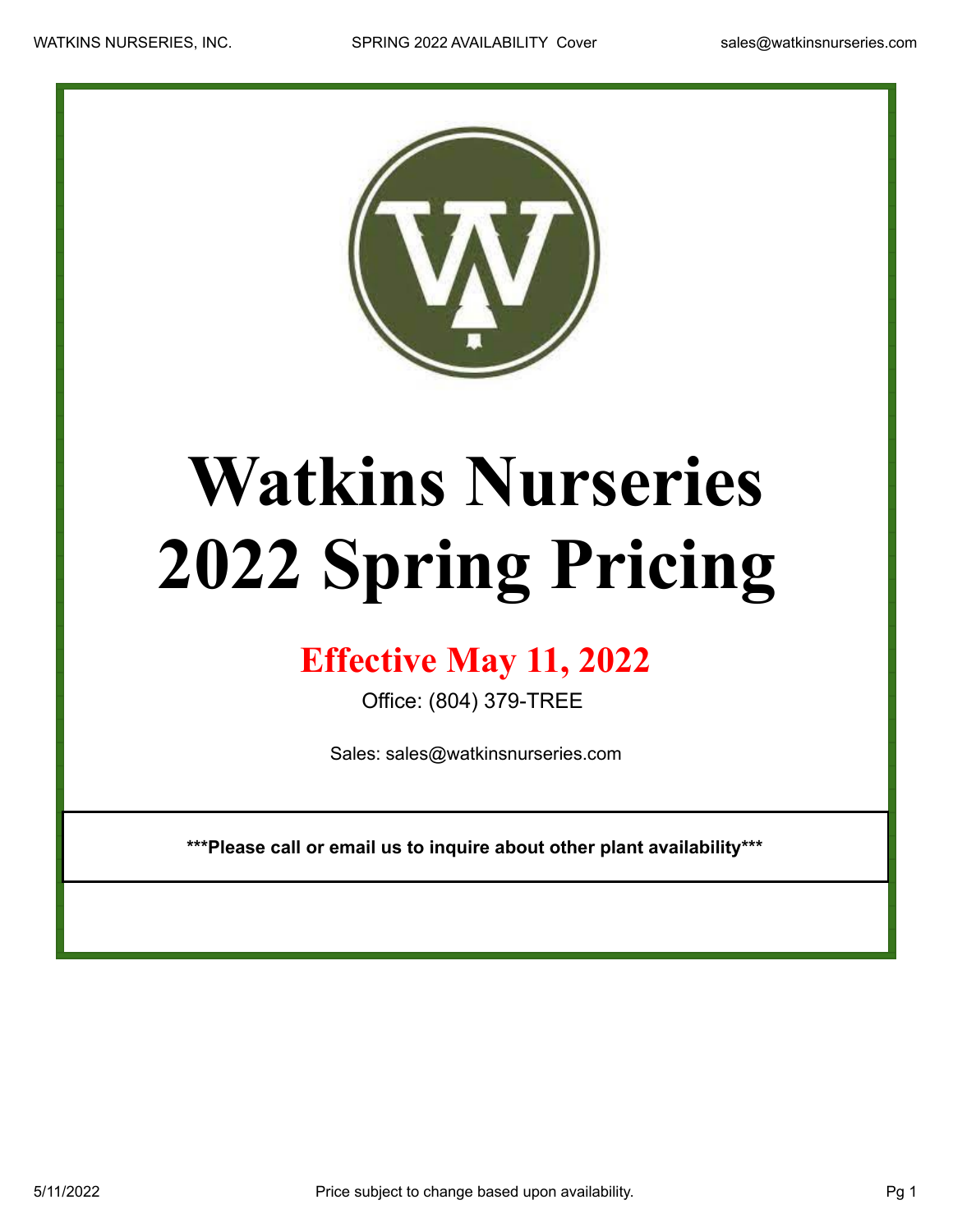# Watkins Nurseries
# 2022 Spring Pricing

## Effective May 11, 2022

Office: (804) 379-TREE

Sales: sales@watkinsnurseries.com

**\*\*\*Please call or email us to inquire about other plant availability\*\*\***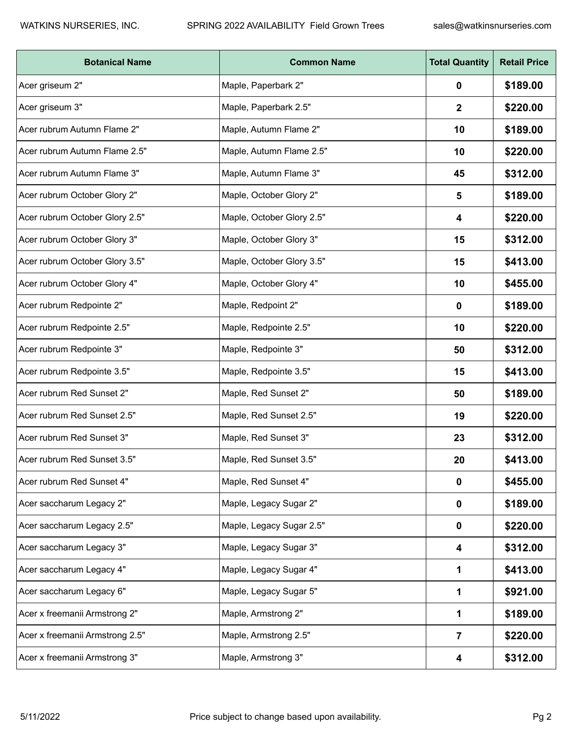| Botanical Name | Common Name | Total Quantity | Retail Price |
|---|---|---|---|
| Acer griseum 2" | Maple, Paperbark 2" | 0 | $189.00 |
| Acer griseum 3" | Maple, Paperbark 2.5" | 2 | $220.00 |
| Acer rubrum Autumn Flame 2" | Maple, Autumn Flame 2" | 10 | $189.00 |
| Acer rubrum Autumn Flame 2.5" | Maple, Autumn Flame 2.5" | 10 | $220.00 |
| Acer rubrum Autumn Flame 3" | Maple, Autumn Flame 3" | 45 | $312.00 |
| Acer rubrum October Glory 2" | Maple, October Glory 2" | 5 | $189.00 |
| Acer rubrum October Glory 2.5" | Maple, October Glory 2.5" | 4 | $220.00 |
| Acer rubrum October Glory 3" | Maple, October Glory 3" | 15 | $312.00 |
| Acer rubrum October Glory 3.5" | Maple, October Glory 3.5" | 15 | $413.00 |
| Acer rubrum October Glory 4" | Maple, October Glory 4" | 10 | $455.00 |
| Acer rubrum Redpointe 2" | Maple, Redpoint 2" | 0 | $189.00 |
| Acer rubrum Redpointe 2.5" | Maple, Redpointe 2.5" | 10 | $220.00 |
| Acer rubrum Redpointe 3" | Maple, Redpointe 3" | 50 | $312.00 |
| Acer rubrum Redpointe 3.5" | Maple, Redpointe 3.5" | 15 | $413.00 |
| Acer rubrum Red Sunset 2" | Maple, Red Sunset 2" | 50 | $189.00 |
| Acer rubrum Red Sunset 2.5" | Maple, Red Sunset 2.5" | 19 | $220.00 |
| Acer rubrum Red Sunset 3" | Maple, Red Sunset 3" | 23 | $312.00 |
| Acer rubrum Red Sunset 3.5" | Maple, Red Sunset 3.5" | 20 | $413.00 |
| Acer rubrum Red Sunset 4" | Maple, Red Sunset 4" | 0 | $455.00 |
| Acer saccharum Legacy 2" | Maple, Legacy Sugar 2" | 0 | $189.00 |
| Acer saccharum Legacy 2.5" | Maple, Legacy Sugar 2.5" | 0 | $220.00 |
| Acer saccharum Legacy 3" | Maple, Legacy Sugar 3" | 4 | $312.00 |
| Acer saccharum Legacy 4" | Maple, Legacy Sugar 4" | 1 | $413.00 |
| Acer saccharum Legacy 6" | Maple, Legacy Sugar 5" | 1 | $921.00 |
| Acer x freemanii Armstrong 2" | Maple, Armstrong 2" | 1 | $189.00 |
| Acer x freemanii Armstrong 2.5" | Maple, Armstrong 2.5" | 7 | $220.00 |
| Acer x freemanii Armstrong 3" | Maple, Armstrong 3" | 4 | $312.00 |

Price subject to change based upon availability.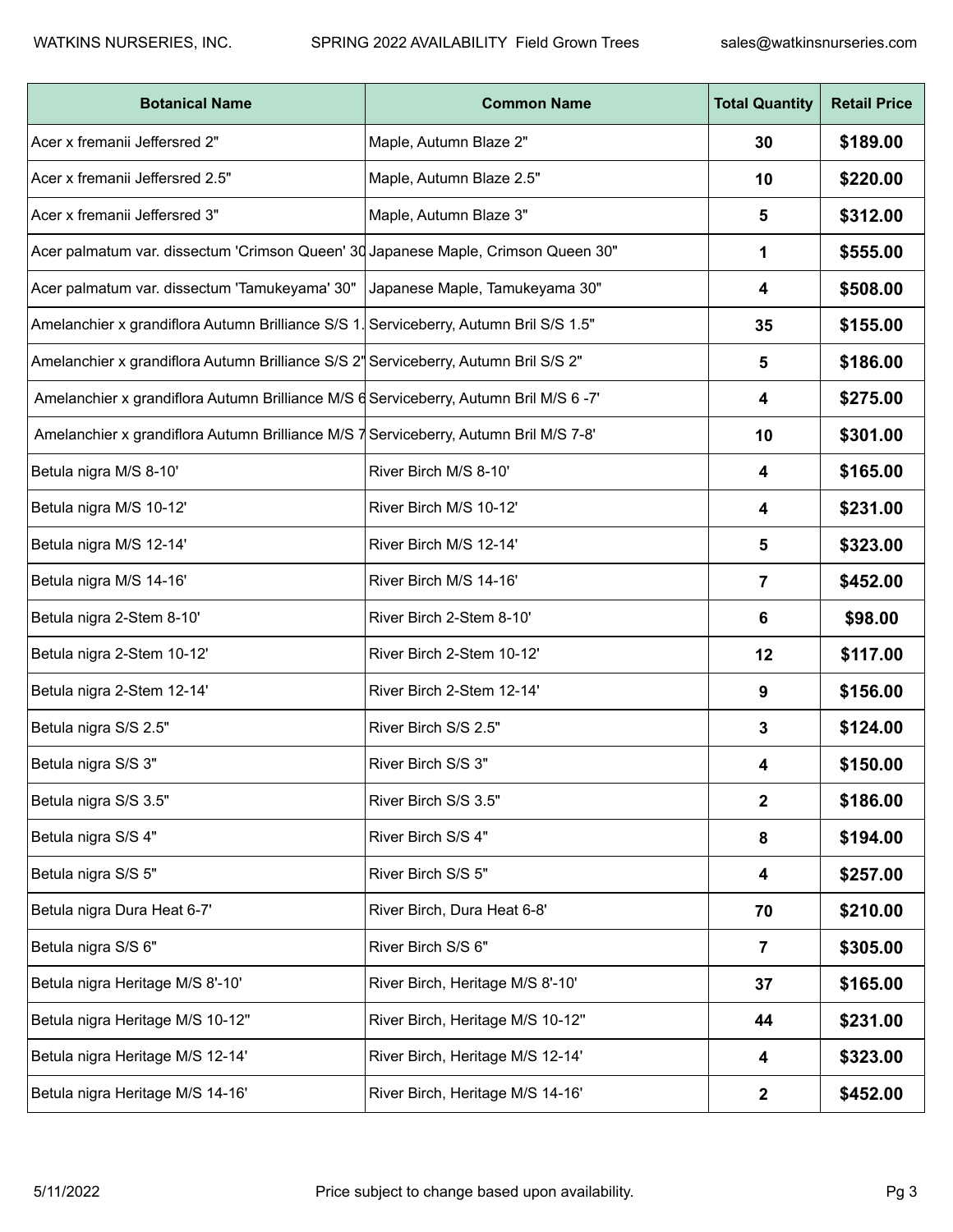| Botanical Name | Common Name | Total Quantity | Retail Price |
|---|---|---|---|
| Acer x fremanii Jeffersred 2" | Maple, Autumn Blaze 2" | 30 | $189.00 |
| Acer x fremanii Jeffersred 2.5" | Maple, Autumn Blaze 2.5" | 10 | $220.00 |
| Acer x fremanii Jeffersred 3" | Maple, Autumn Blaze 3" | 5 | $312.00 |
| Acer palmatum var. dissectum 'Crimson Queen' 30 | Japanese Maple, Crimson Queen 30" | 1 | $555.00 |
| Acer palmatum var. dissectum 'Tamukeyama' 30" | Japanese Maple, Tamukeyama 30" | 4 | $508.00 |
| Amelanchier x grandiflora Autumn Brilliance S/S 1. | Serviceberry, Autumn Bril S/S 1.5" | 35 | $155.00 |
| Amelanchier x grandiflora Autumn Brilliance S/S 2" | Serviceberry, Autumn Bril S/S 2" | 5 | $186.00 |
| Amelanchier x grandiflora Autumn Brilliance M/S 6 | Serviceberry, Autumn Bril M/S 6 -7' | 4 | $275.00 |
| Amelanchier x grandiflora Autumn Brilliance M/S 7 | Serviceberry, Autumn Bril M/S 7-8' | 10 | $301.00 |
| Betula nigra M/S 8-10' | River Birch M/S 8-10' | 4 | $165.00 |
| Betula nigra M/S 10-12' | River Birch M/S 10-12' | 4 | $231.00 |
| Betula nigra M/S 12-14' | River Birch M/S 12-14' | 5 | $323.00 |
| Betula nigra M/S 14-16' | River Birch M/S 14-16' | 7 | $452.00 |
| Betula nigra 2-Stem 8-10' | River Birch 2-Stem 8-10' | 6 | $98.00 |
| Betula nigra 2-Stem 10-12' | River Birch 2-Stem 10-12' | 12 | $117.00 |
| Betula nigra 2-Stem 12-14' | River Birch 2-Stem 12-14' | 9 | $156.00 |
| Betula nigra S/S 2.5" | River Birch S/S 2.5" | 3 | $124.00 |
| Betula nigra S/S 3" | River Birch S/S 3" | 4 | $150.00 |
| Betula nigra S/S 3.5" | River Birch S/S 3.5" | 2 | $186.00 |
| Betula nigra S/S 4" | River Birch S/S 4" | 8 | $194.00 |
| Betula nigra S/S 5" | River Birch S/S 5" | 4 | $257.00 |
| Betula nigra Dura Heat 6-7' | River Birch, Dura Heat 6-8' | 70 | $210.00 |
| Betula nigra S/S 6" | River Birch S/S 6" | 7 | $305.00 |
| Betula nigra Heritage M/S 8'-10' | River Birch, Heritage M/S 8'-10' | 37 | $165.00 |
| Betula nigra Heritage M/S 10-12" | River Birch, Heritage M/S 10-12" | 44 | $231.00 |
| Betula nigra Heritage M/S 12-14' | River Birch, Heritage M/S 12-14' | 4 | $323.00 |
| Betula nigra Heritage M/S 14-16' | River Birch, Heritage M/S 14-16' | 2 | $452.00 |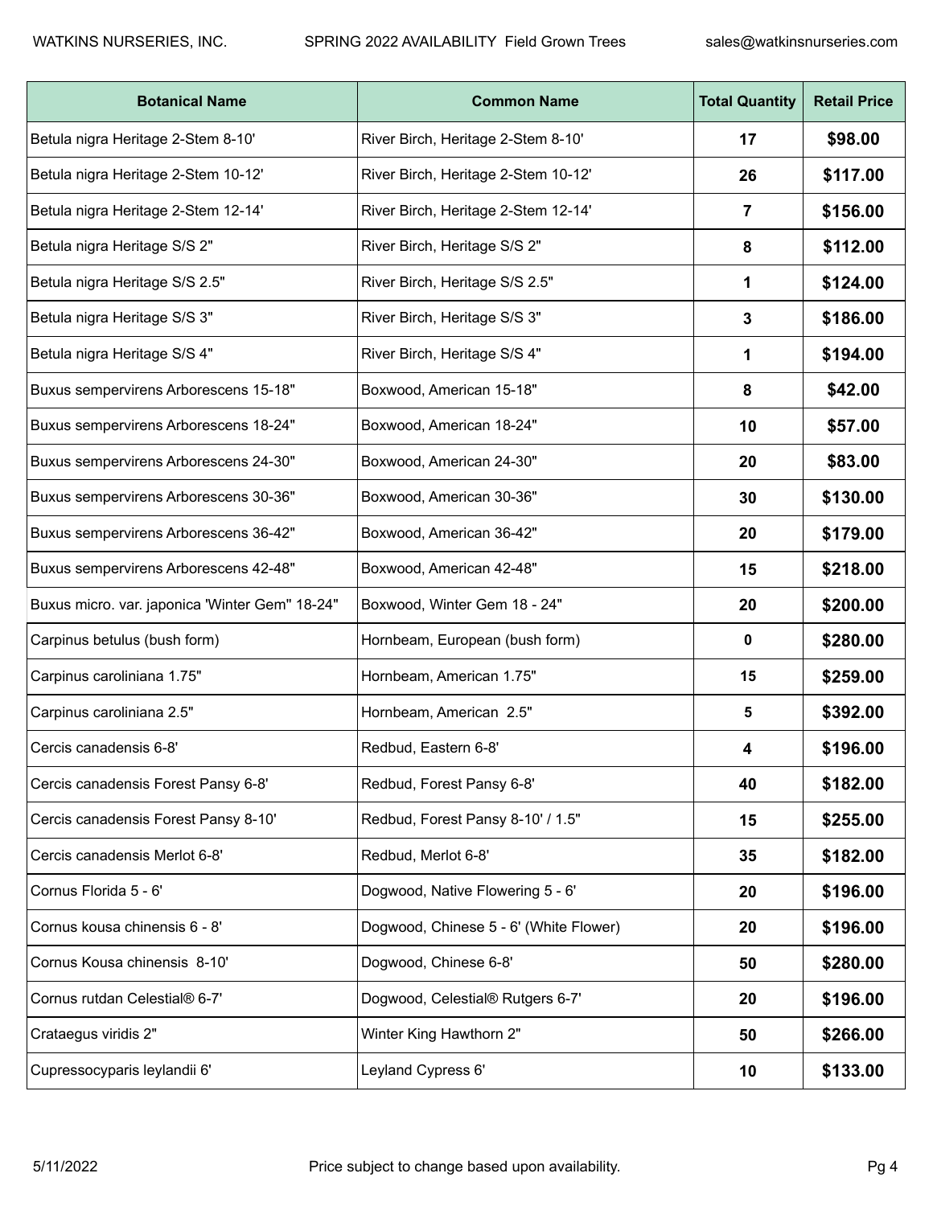| Botanical Name | Common Name | Total Quantity | Retail Price |
|---|---|---|---|
| Betula nigra Heritage 2-Stem 8-10' | River Birch, Heritage 2-Stem 8-10' | **17** | **$98.00** |
| Betula nigra Heritage 2-Stem 10-12' | River Birch, Heritage 2-Stem 10-12' | **26** | **$117.00** |
| Betula nigra Heritage 2-Stem 12-14' | River Birch, Heritage 2-Stem 12-14' | **7** | **$156.00** |
| Betula nigra Heritage S/S 2" | River Birch, Heritage S/S 2" | **8** | **$112.00** |
| Betula nigra Heritage S/S 2.5" | River Birch, Heritage S/S 2.5" | **1** | **$124.00** |
| Betula nigra Heritage S/S 3" | River Birch, Heritage S/S 3" | **3** | **$186.00** |
| Betula nigra Heritage S/S 4" | River Birch, Heritage S/S 4" | **1** | **$194.00** |
| Buxus sempervirens Arborescens 15-18" | Boxwood, American 15-18" | **8** | **$42.00** |
| Buxus sempervirens Arborescens 18-24" | Boxwood, American 18-24" | **10** | **$57.00** |
| Buxus sempervirens Arborescens 24-30" | Boxwood, American 24-30" | **20** | **$83.00** |
| Buxus sempervirens Arborescens 30-36" | Boxwood, American 30-36" | **30** | **$130.00** |
| Buxus sempervirens Arborescens 36-42" | Boxwood, American 36-42" | **20** | **$179.00** |
| Buxus sempervirens Arborescens 42-48" | Boxwood, American 42-48" | **15** | **$218.00** |
| Buxus micro. var. japonica 'Winter Gem" 18-24" | Boxwood, Winter Gem 18 - 24" | **20** | **$200.00** |
| Carpinus betulus (bush form) | Hornbeam, European (bush form) | **0** | **$280.00** |
| Carpinus caroliniana 1.75" | Hornbeam, American 1.75" | **15** | **$259.00** |
| Carpinus caroliniana 2.5" | Hornbeam, American 2.5" | **5** | **$392.00** |
| Cercis canadensis 6-8' | Redbud, Eastern 6-8' | **4** | **$196.00** |
| Cercis canadensis Forest Pansy 6-8' | Redbud, Forest Pansy 6-8' | **40** | **$182.00** |
| Cercis canadensis Forest Pansy 8-10' | Redbud, Forest Pansy 8-10' / 1.5" | **15** | **$255.00** |
| Cercis canadensis Merlot 6-8' | Redbud, Merlot 6-8' | **35** | **$182.00** |
| Cornus Florida 5 - 6' | Dogwood, Native Flowering 5 - 6' | **20** | **$196.00** |
| Cornus kousa chinensis 6 - 8' | Dogwood, Chinese 5 - 6' (White Flower) | **20** | **$196.00** |
| Cornus Kousa chinensis 8-10' | Dogwood, Chinese 6-8' | **50** | **$280.00** |
| Cornus rutdan Celestial® 6-7' | Dogwood, Celestial® Rutgers 6-7' | **20** | **$196.00** |
| Crataegus viridis 2" | Winter King Hawthorn 2" | **50** | **$266.00** |
| Cupressocyparis leylandii 6' | Leyland Cypress 6' | **10** | **$133.00** |

5/11/2022 Price subject to change based upon availability.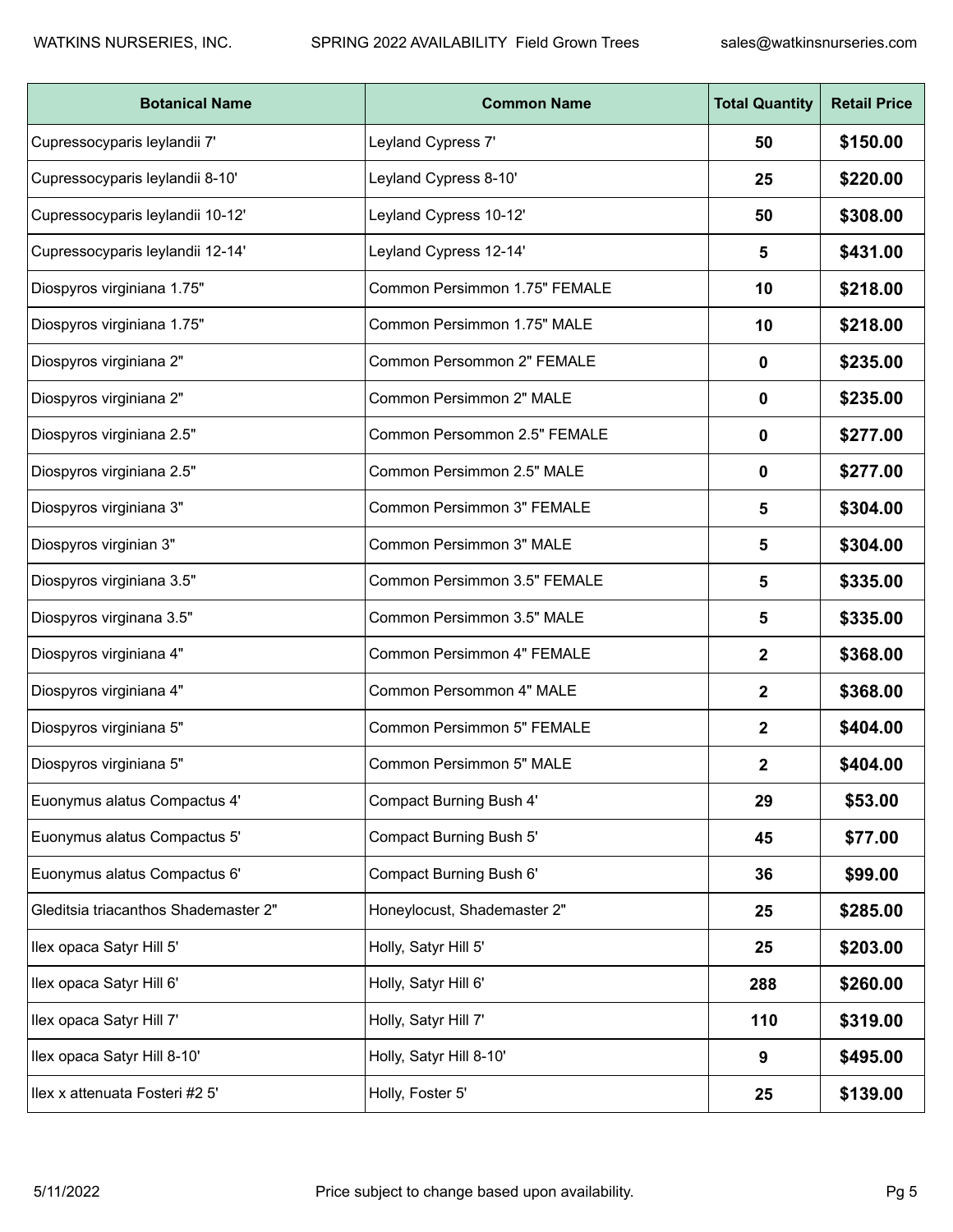| Botanical Name | Common Name | Total Quantity | Retail Price |
|---|---|---|---|
| Cupressocyparis leylandii 7' | Leyland Cypress 7' | **50** | **$150.00** |
| Cupressocyparis leylandii 8-10' | Leyland Cypress 8-10' | **25** | **$220.00** |
| Cupressocyparis leylandii 10-12' | Leyland Cypress 10-12' | **50** | **$308.00** |
| Cupressocyparis leylandii 12-14' | Leyland Cypress 12-14' | **5** | **$431.00** |
| Diospyros virginiana 1.75" | Common Persimmon 1.75" FEMALE | **10** | **$218.00** |
| Diospyros virginiana 1.75" | Common Persimmon 1.75" MALE | **10** | **$218.00** |
| Diospyros virginiana 2" | Common Persommon 2" FEMALE | **0** | **$235.00** |
| Diospyros virginiana 2" | Common Persimmon 2" MALE | **0** | **$235.00** |
| Diospyros virginiana 2.5" | Common Persommon 2.5" FEMALE | **0** | **$277.00** |
| Diospyros virginiana 2.5" | Common Persimmon 2.5" MALE | **0** | **$277.00** |
| Diospyros virginiana 3" | Common Persimmon 3" FEMALE | **5** | **$304.00** |
| Diospyros virginian 3" | Common Persimmon 3" MALE | **5** | **$304.00** |
| Diospyros virginiana 3.5" | Common Persimmon 3.5" FEMALE | **5** | **$335.00** |
| Diospyros virginana 3.5" | Common Persimmon 3.5" MALE | **5** | **$335.00** |
| Diospyros virginiana 4" | Common Persimmon 4" FEMALE | **2** | **$368.00** |
| Diospyros virginiana 4" | Common Persommon 4" MALE | **2** | **$368.00** |
| Diospyros virginiana 5" | Common Persimmon 5" FEMALE | **2** | **$404.00** |
| Diospyros virginiana 5" | Common Persimmon 5" MALE | **2** | **$404.00** |
| Euonymus alatus Compactus 4' | Compact Burning Bush 4' | **29** | **$53.00** |
| Euonymus alatus Compactus 5' | Compact Burning Bush 5' | **45** | **$77.00** |
| Euonymus alatus Compactus 6' | Compact Burning Bush 6' | **36** | **$99.00** |
| Gleditsia triacanthos Shademaster 2" | Honeylocust, Shademaster 2" | **25** | **$285.00** |
| Ilex opaca Satyr Hill 5' | Holly, Satyr Hill 5' | **25** | **$203.00** |
| Ilex opaca Satyr Hill 6' | Holly, Satyr Hill 6' | **288** | **$260.00** |
| Ilex opaca Satyr Hill 7' | Holly, Satyr Hill 7' | **110** | **$319.00** |
| Ilex opaca Satyr Hill 8-10' | Holly, Satyr Hill 8-10' | **9** | **$495.00** |
| Ilex x attenuata Fosteri #2 5' | Holly, Foster 5' | **25** | **$139.00** |

Price subject to change based upon availability.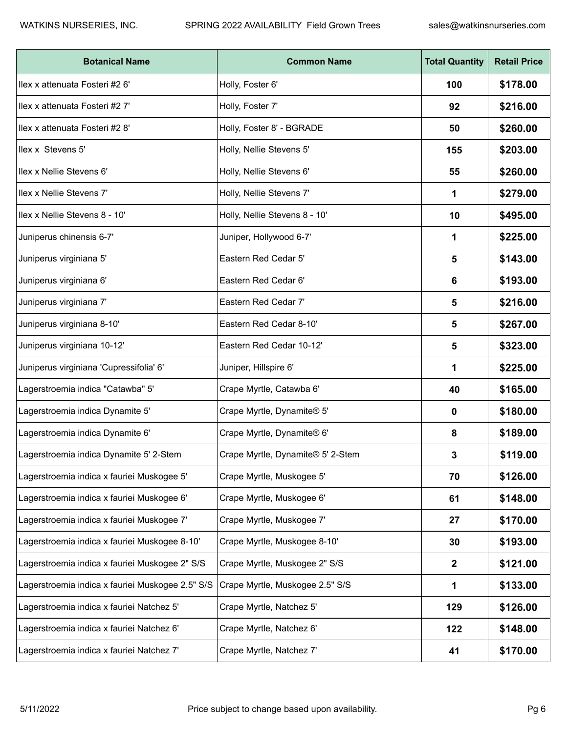| Botanical Name | Common Name | Total Quantity | Retail Price |
|---|---|---|---|
| Ilex x attenuata Fosteri #2 6' | Holly, Foster 6' | **100** | **$178.00** |
| Ilex x attenuata Fosteri #2 7' | Holly, Foster 7' | **92** | **$216.00** |
| Ilex x attenuata Fosteri #2 8' | Holly, Foster 8' - BGRADE | **50** | **$260.00** |
| Ilex x  Stevens 5' | Holly, Nellie Stevens 5' | **155** | **$203.00** |
| Ilex x Nellie Stevens 6' | Holly, Nellie Stevens 6' | **55** | **$260.00** |
| Ilex x Nellie Stevens 7' | Holly, Nellie Stevens 7' | **1** | **$279.00** |
| Ilex x Nellie Stevens 8 - 10' | Holly, Nellie Stevens 8 - 10' | **10** | **$495.00** |
| Juniperus chinensis 6-7' | Juniper, Hollywood 6-7' | **1** | **$225.00** |
| Juniperus virginiana 5' | Eastern Red Cedar 5' | **5** | **$143.00** |
| Juniperus virginiana 6' | Eastern Red Cedar 6' | **6** | **$193.00** |
| Juniperus virginiana 7' | Eastern Red Cedar 7' | **5** | **$216.00** |
| Juniperus virginiana 8-10' | Eastern Red Cedar 8-10' | **5** | **$267.00** |
| Juniperus virginiana 10-12' | Eastern Red Cedar 10-12' | **5** | **$323.00** |
| Juniperus virginiana 'Cupressifolia' 6' | Juniper, Hillspire 6' | **1** | **$225.00** |
| Lagerstroemia indica "Catawba" 5' | Crape Myrtle, Catawba 6' | **40** | **$165.00** |
| Lagerstroemia indica Dynamite 5' | Crape Myrtle, Dynamite® 5' | **0** | **$180.00** |
| Lagerstroemia indica Dynamite 6' | Crape Myrtle, Dynamite® 6' | **8** | **$189.00** |
| Lagerstroemia indica Dynamite 5' 2-Stem | Crape Myrtle, Dynamite® 5' 2-Stem | **3** | **$119.00** |
| Lagerstroemia indica x fauriei Muskogee 5' | Crape Myrtle, Muskogee 5' | **70** | **$126.00** |
| Lagerstroemia indica x fauriei Muskogee 6' | Crape Myrtle, Muskogee 6' | **61** | **$148.00** |
| Lagerstroemia indica x fauriei Muskogee 7' | Crape Myrtle, Muskogee 7' | **27** | **$170.00** |
| Lagerstroemia indica x fauriei Muskogee 8-10' | Crape Myrtle, Muskogee 8-10' | **30** | **$193.00** |
| Lagerstroemia indica x fauriei Muskogee 2" S/S | Crape Myrtle, Muskogee 2" S/S | **2** | **$121.00** |
| Lagerstroemia indica x fauriei Muskogee 2.5" S/S | Crape Myrtle, Muskogee 2.5" S/S | **1** | **$133.00** |
| Lagerstroemia indica x fauriei Natchez 5' | Crape Myrtle, Natchez 5' | **129** | **$126.00** |
| Lagerstroemia indica x fauriei Natchez 6' | Crape Myrtle, Natchez 6' | **122** | **$148.00** |
| Lagerstroemia indica x fauriei Natchez 7' | Crape Myrtle, Natchez 7' | **41** | **$170.00** |

Price subject to change based upon availability.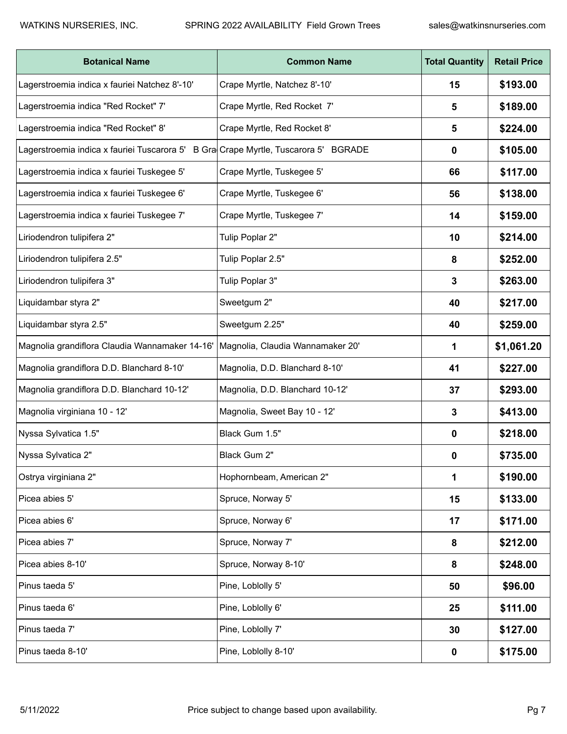| Botanical Name | Common Name | Total Quantity | Retail Price |
|---|---|---|---|
| Lagerstroemia indica x fauriei Natchez 8'-10' | Crape Myrtle, Natchez 8'-10' | 15 | $193.00 |
| Lagerstroemia indica "Red Rocket" 7' | Crape Myrtle, Red Rocket 7' | 5 | $189.00 |
| Lagerstroemia indica "Red Rocket" 8' | Crape Myrtle, Red Rocket 8' | 5 | $224.00 |
| Lagerstroemia indica x fauriei Tuscarora 5' B Gra | Crape Myrtle, Tuscarora 5' BGRADE | 0 | $105.00 |
| Lagerstroemia indica x fauriei Tuskegee 5' | Crape Myrtle, Tuskegee 5' | 66 | $117.00 |
| Lagerstroemia indica x fauriei Tuskegee 6' | Crape Myrtle, Tuskegee 6' | 56 | $138.00 |
| Lagerstroemia indica x fauriei Tuskegee 7' | Crape Myrtle, Tuskegee 7' | 14 | $159.00 |
| Liriodendron tulipifera 2" | Tulip Poplar 2" | 10 | $214.00 |
| Liriodendron tulipifera 2.5" | Tulip Poplar 2.5" | 8 | $252.00 |
| Liriodendron tulipifera 3" | Tulip Poplar 3" | 3 | $263.00 |
| Liquidambar styra 2" | Sweetgum 2" | 40 | $217.00 |
| Liquidambar styra 2.5" | Sweetgum 2.25" | 40 | $259.00 |
| Magnolia grandiflora Claudia Wannamaker 14-16' | Magnolia, Claudia Wannamaker 20' | 1 | $1,061.20 |
| Magnolia grandiflora D.D. Blanchard 8-10' | Magnolia, D.D. Blanchard 8-10' | 41 | $227.00 |
| Magnolia grandiflora D.D. Blanchard 10-12' | Magnolia, D.D. Blanchard 10-12' | 37 | $293.00 |
| Magnolia virginiana 10 - 12' | Magnolia, Sweet Bay 10 - 12' | 3 | $413.00 |
| Nyssa Sylvatica 1.5" | Black Gum 1.5" | 0 | $218.00 |
| Nyssa Sylvatica 2" | Black Gum 2" | 0 | $735.00 |
| Ostrya virginiana 2" | Hophornbeam, American 2" | 1 | $190.00 |
| Picea abies 5' | Spruce, Norway 5' | 15 | $133.00 |
| Picea abies 6' | Spruce, Norway 6' | 17 | $171.00 |
| Picea abies 7' | Spruce, Norway 7' | 8 | $212.00 |
| Picea abies 8-10' | Spruce, Norway 8-10' | 8 | $248.00 |
| Pinus taeda 5' | Pine, Loblolly 5' | 50 | $96.00 |
| Pinus taeda 6' | Pine, Loblolly 6' | 25 | $111.00 |
| Pinus taeda 7' | Pine, Loblolly 7' | 30 | $127.00 |
| Pinus taeda 8-10' | Pine, Loblolly 8-10' | 0 | $175.00 |

Price subject to change based upon availability.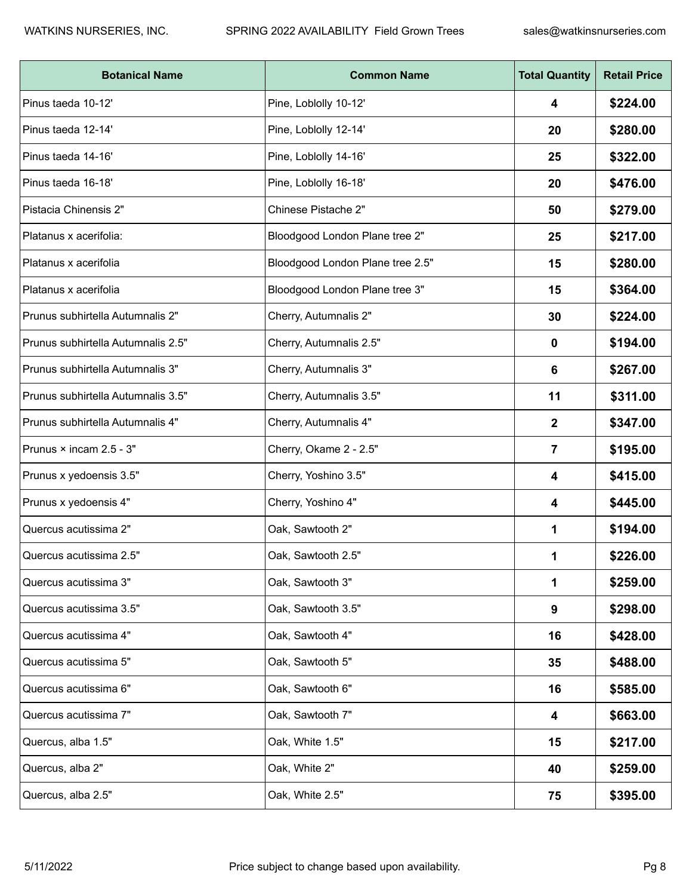| Botanical Name | Common Name | Total Quantity | Retail Price |
|---|---|---|---|
| Pinus taeda 10-12' | Pine, Loblolly 10-12' | **4** | **$224.00** |
| Pinus taeda 12-14' | Pine, Loblolly 12-14' | **20** | **$280.00** |
| Pinus taeda 14-16' | Pine, Loblolly 14-16' | **25** | **$322.00** |
| Pinus taeda 16-18' | Pine, Loblolly 16-18' | **20** | **$476.00** |
| Pistacia Chinensis 2" | Chinese Pistache 2" | **50** | **$279.00** |
| Platanus x acerifolia: | Bloodgood London Plane tree 2" | **25** | **$217.00** |
| Platanus x acerifolia | Bloodgood London Plane tree 2.5" | **15** | **$280.00** |
| Platanus x acerifolia | Bloodgood London Plane tree 3" | **15** | **$364.00** |
| Prunus subhirtella Autumnalis 2" | Cherry, Autumnalis 2" | **30** | **$224.00** |
| Prunus subhirtella Autumnalis 2.5" | Cherry, Autumnalis 2.5" | **0** | **$194.00** |
| Prunus subhirtella Autumnalis 3" | Cherry, Autumnalis 3" | **6** | **$267.00** |
| Prunus subhirtella Autumnalis 3.5" | Cherry, Autumnalis 3.5" | **11** | **$311.00** |
| Prunus subhirtella Autumnalis 4" | Cherry, Autumnalis 4" | **2** | **$347.00** |
| Prunus × incam 2.5 - 3" | Cherry, Okame 2 - 2.5" | **7** | **$195.00** |
| Prunus x yedoensis 3.5" | Cherry, Yoshino 3.5" | **4** | **$415.00** |
| Prunus x yedoensis 4" | Cherry, Yoshino 4" | **4** | **$445.00** |
| Quercus acutissima 2" | Oak, Sawtooth 2" | **1** | **$194.00** |
| Quercus acutissima 2.5" | Oak, Sawtooth 2.5" | **1** | **$226.00** |
| Quercus acutissima 3" | Oak, Sawtooth 3" | **1** | **$259.00** |
| Quercus acutissima 3.5" | Oak, Sawtooth 3.5" | **9** | **$298.00** |
| Quercus acutissima 4" | Oak, Sawtooth 4" | **16** | **$428.00** |
| Quercus acutissima 5" | Oak, Sawtooth 5" | **35** | **$488.00** |
| Quercus acutissima 6" | Oak, Sawtooth 6" | **16** | **$585.00** |
| Quercus acutissima 7" | Oak, Sawtooth 7" | **4** | **$663.00** |
| Quercus, alba 1.5" | Oak, White 1.5" | **15** | **$217.00** |
| Quercus, alba 2" | Oak, White 2" | **40** | **$259.00** |
| Quercus, alba 2.5" | Oak, White 2.5" | **75** | **$395.00** |

Price subject to change based upon availability.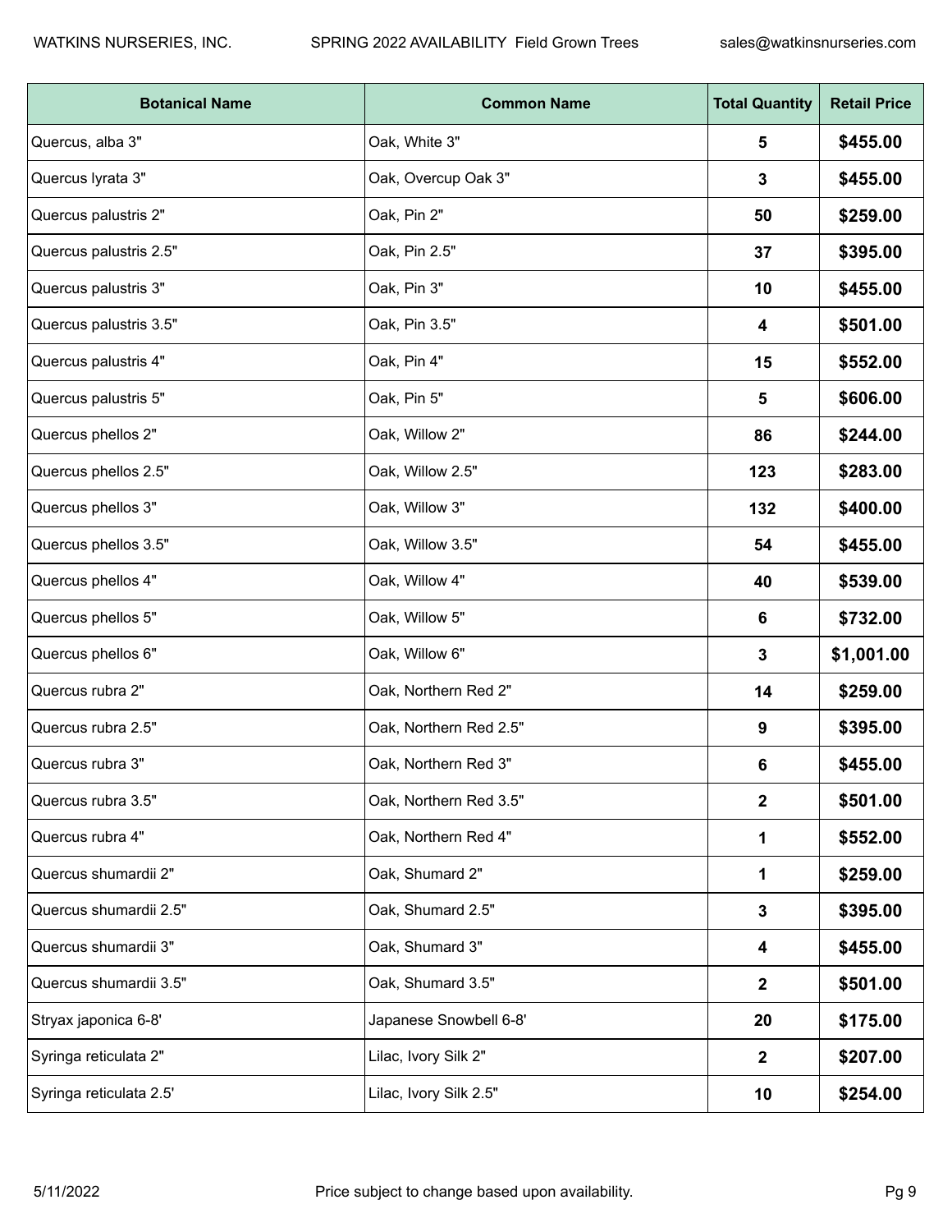| Botanical Name | Common Name | Total Quantity | Retail Price |
|---|---|---|---|
| Quercus, alba 3" | Oak, White 3" | **5** | **$455.00** |
| Quercus lyrata 3" | Oak, Overcup Oak 3" | **3** | **$455.00** |
| Quercus palustris 2" | Oak, Pin 2" | **50** | **$259.00** |
| Quercus palustris 2.5" | Oak, Pin 2.5" | **37** | **$395.00** |
| Quercus palustris 3" | Oak, Pin 3" | **10** | **$455.00** |
| Quercus palustris 3.5" | Oak, Pin 3.5" | **4** | **$501.00** |
| Quercus palustris 4" | Oak, Pin 4" | **15** | **$552.00** |
| Quercus palustris 5" | Oak, Pin 5" | **5** | **$606.00** |
| Quercus phellos 2" | Oak, Willow 2" | **86** | **$244.00** |
| Quercus phellos 2.5" | Oak, Willow 2.5" | **123** | **$283.00** |
| Quercus phellos 3" | Oak, Willow 3" | **132** | **$400.00** |
| Quercus phellos 3.5" | Oak, Willow 3.5" | **54** | **$455.00** |
| Quercus phellos 4" | Oak, Willow 4" | **40** | **$539.00** |
| Quercus phellos 5" | Oak, Willow 5" | **6** | **$732.00** |
| Quercus phellos 6" | Oak, Willow 6" | **3** | **$1,001.00** |
| Quercus rubra 2" | Oak, Northern Red 2" | **14** | **$259.00** |
| Quercus rubra 2.5" | Oak, Northern Red 2.5" | **9** | **$395.00** |
| Quercus rubra 3" | Oak, Northern Red 3" | **6** | **$455.00** |
| Quercus rubra 3.5" | Oak, Northern Red 3.5" | **2** | **$501.00** |
| Quercus rubra 4" | Oak, Northern Red 4" | **1** | **$552.00** |
| Quercus shumardii 2" | Oak, Shumard 2" | **1** | **$259.00** |
| Quercus shumardii 2.5" | Oak, Shumard 2.5" | **3** | **$395.00** |
| Quercus shumardii 3" | Oak, Shumard 3" | **4** | **$455.00** |
| Quercus shumardii 3.5" | Oak, Shumard 3.5" | **2** | **$501.00** |
| Stryax japonica 6-8' | Japanese Snowbell 6-8' | **20** | **$175.00** |
| Syringa reticulata 2" | Lilac, Ivory Silk 2" | **2** | **$207.00** |
| Syringa reticulata 2.5' | Lilac, Ivory Silk 2.5" | **10** | **$254.00** |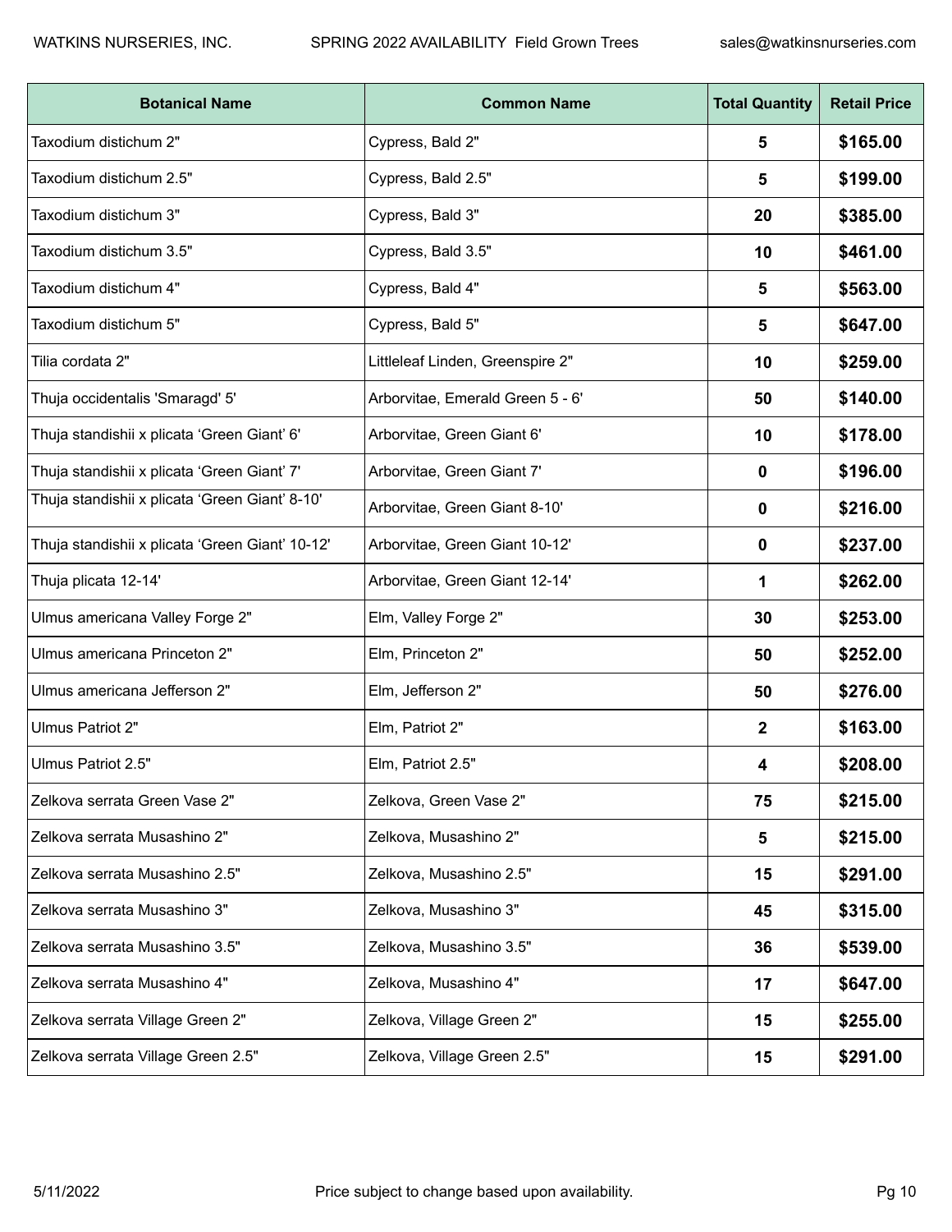| Botanical Name | Common Name | Total Quantity | Retail Price |
|---|---|---|---|
| Taxodium distichum 2" | Cypress, Bald 2" | **5** | **$165.00** |
| Taxodium distichum 2.5" | Cypress, Bald 2.5" | **5** | **$199.00** |
| Taxodium distichum 3" | Cypress, Bald 3" | **20** | **$385.00** |
| Taxodium distichum 3.5" | Cypress, Bald 3.5" | **10** | **$461.00** |
| Taxodium distichum 4" | Cypress, Bald 4" | **5** | **$563.00** |
| Taxodium distichum 5" | Cypress, Bald 5" | **5** | **$647.00** |
| Tilia cordata 2" | Littleleaf Linden, Greenspire 2" | **10** | **$259.00** |
| Thuja occidentalis 'Smaragd' 5' | Arborvitae, Emerald Green 5 - 6' | **50** | **$140.00** |
| Thuja standishii x plicata 'Green Giant' 6' | Arborvitae, Green Giant 6' | **10** | **$178.00** |
| Thuja standishii x plicata 'Green Giant' 7' | Arborvitae, Green Giant 7' | **0** | **$196.00** |
| Thuja standishii x plicata 'Green Giant' 8-10' | Arborvitae, Green Giant 8-10' | **0** | **$216.00** |
| Thuja standishii x plicata 'Green Giant' 10-12' | Arborvitae, Green Giant 10-12' | **0** | **$237.00** |
| Thuja plicata 12-14' | Arborvitae, Green Giant 12-14' | **1** | **$262.00** |
| Ulmus americana Valley Forge 2" | Elm, Valley Forge 2" | **30** | **$253.00** |
| Ulmus americana Princeton 2" | Elm, Princeton 2" | **50** | **$252.00** |
| Ulmus americana Jefferson 2" | Elm, Jefferson 2" | **50** | **$276.00** |
| Ulmus Patriot 2" | Elm, Patriot 2" | **2** | **$163.00** |
| Ulmus Patriot 2.5" | Elm, Patriot 2.5" | **4** | **$208.00** |
| Zelkova serrata Green Vase 2" | Zelkova, Green Vase 2" | **75** | **$215.00** |
| Zelkova serrata Musashino 2" | Zelkova, Musashino 2" | **5** | **$215.00** |
| Zelkova serrata Musashino 2.5" | Zelkova, Musashino 2.5" | **15** | **$291.00** |
| Zelkova serrata Musashino 3" | Zelkova, Musashino 3" | **45** | **$315.00** |
| Zelkova serrata Musashino 3.5" | Zelkova, Musashino 3.5" | **36** | **$539.00** |
| Zelkova serrata Musashino 4" | Zelkova, Musashino 4" | **17** | **$647.00** |
| Zelkova serrata Village Green 2" | Zelkova, Village Green 2" | **15** | **$255.00** |
| Zelkova serrata Village Green 2.5" | Zelkova, Village Green 2.5" | **15** | **$291.00** |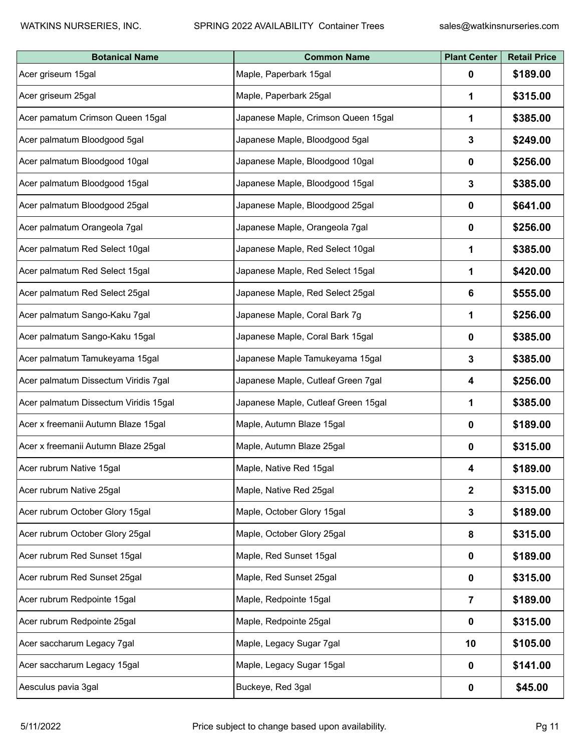| Botanical Name | Common Name | Plant Center | Retail Price |
|---|---|---|---|
| Acer griseum 15gal | Maple, Paperbark 15gal | **0** | **$189.00** |
| Acer griseum 25gal | Maple, Paperbark 25gal | **1** | **$315.00** |
| Acer pamatum Crimson Queen 15gal | Japanese Maple, Crimson Queen 15gal | **1** | **$385.00** |
| Acer palmatum Bloodgood 5gal | Japanese Maple, Bloodgood 5gal | **3** | **$249.00** |
| Acer palmatum Bloodgood 10gal | Japanese Maple, Bloodgood 10gal | **0** | **$256.00** |
| Acer palmatum Bloodgood 15gal | Japanese Maple, Bloodgood 15gal | **3** | **$385.00** |
| Acer palmatum Bloodgood 25gal | Japanese Maple, Bloodgood 25gal | **0** | **$641.00** |
| Acer palmatum Orangeola 7gal | Japanese Maple, Orangeola 7gal | **0** | **$256.00** |
| Acer palmatum Red Select 10gal | Japanese Maple, Red Select 10gal | **1** | **$385.00** |
| Acer palmatum Red Select 15gal | Japanese Maple, Red Select 15gal | **1** | **$420.00** |
| Acer palmatum Red Select 25gal | Japanese Maple, Red Select 25gal | **6** | **$555.00** |
| Acer palmatum Sango-Kaku 7gal | Japanese Maple, Coral Bark 7g | **1** | **$256.00** |
| Acer palmatum Sango-Kaku 15gal | Japanese Maple, Coral Bark 15gal | **0** | **$385.00** |
| Acer palmatum Tamukeyama 15gal | Japanese Maple Tamukeyama 15gal | **3** | **$385.00** |
| Acer palmatum Dissectum Viridis 7gal | Japanese Maple, Cutleaf Green 7gal | **4** | **$256.00** |
| Acer palmatum Dissectum Viridis 15gal | Japanese Maple, Cutleaf Green 15gal | **1** | **$385.00** |
| Acer x freemanii Autumn Blaze 15gal | Maple, Autumn Blaze 15gal | **0** | **$189.00** |
| Acer x freemanii Autumn Blaze 25gal | Maple, Autumn Blaze 25gal | **0** | **$315.00** |
| Acer rubrum Native 15gal | Maple, Native Red 15gal | **4** | **$189.00** |
| Acer rubrum Native 25gal | Maple, Native Red 25gal | **2** | **$315.00** |
| Acer rubrum October Glory 15gal | Maple, October Glory 15gal | **3** | **$189.00** |
| Acer rubrum October Glory 25gal | Maple, October Glory 25gal | **8** | **$315.00** |
| Acer rubrum Red Sunset 15gal | Maple, Red Sunset 15gal | **0** | **$189.00** |
| Acer rubrum Red Sunset 25gal | Maple, Red Sunset 25gal | **0** | **$315.00** |
| Acer rubrum Redpointe 15gal | Maple, Redpointe 15gal | **7** | **$189.00** |
| Acer rubrum Redpointe 25gal | Maple, Redpointe 25gal | **0** | **$315.00** |
| Acer saccharum Legacy 7gal | Maple, Legacy Sugar 7gal | **10** | **$105.00** |
| Acer saccharum Legacy 15gal | Maple, Legacy Sugar 15gal | **0** | **$141.00** |
| Aesculus pavia 3gal | Buckeye, Red 3gal | **0** | **$45.00** |

Price subject to change based upon availability.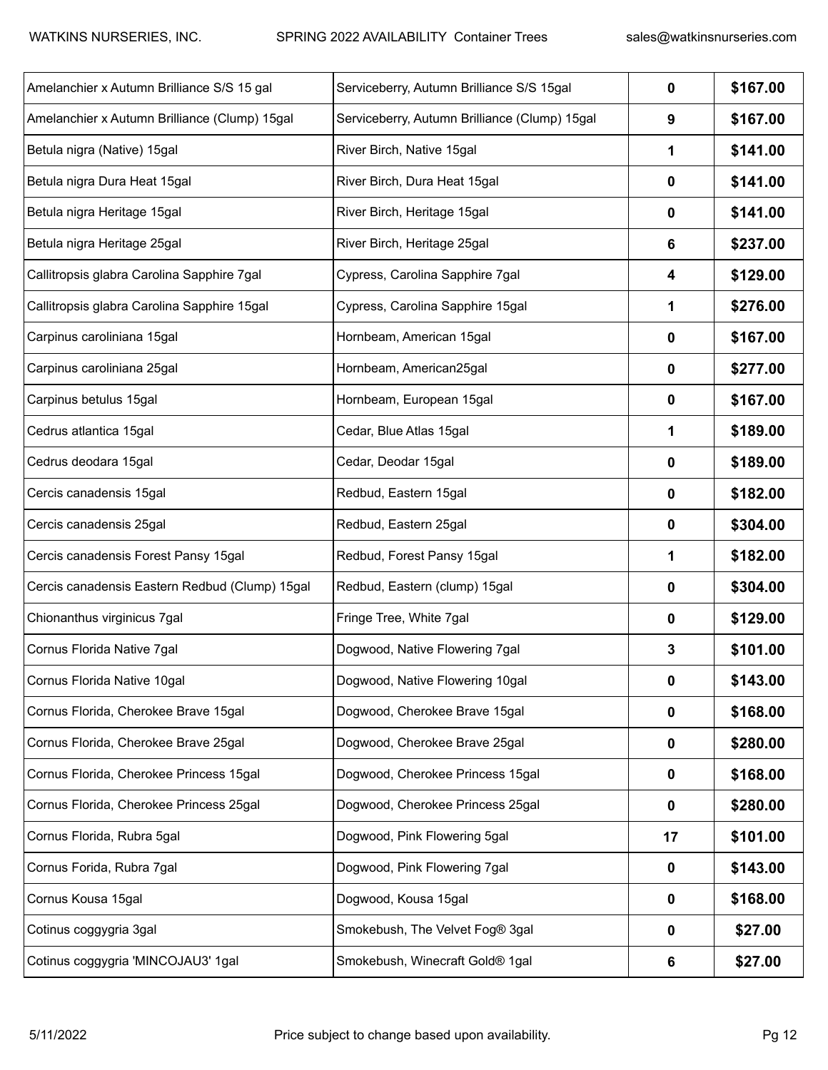| Amelanchier x Autumn Brilliance S/S 15 gal | Serviceberry, Autumn Brilliance S/S 15gal | 0 | $167.00 |
|---|---|---|---|
| Amelanchier x Autumn Brilliance (Clump) 15gal | Serviceberry, Autumn Brilliance (Clump) 15gal | 9 | $167.00 |
| Betula nigra (Native) 15gal | River Birch, Native 15gal | 1 | $141.00 |
| Betula nigra Dura Heat 15gal | River Birch, Dura Heat 15gal | 0 | $141.00 |
| Betula nigra Heritage 15gal | River Birch, Heritage 15gal | 0 | $141.00 |
| Betula nigra Heritage 25gal | River Birch, Heritage 25gal | 6 | $237.00 |
| Callitropsis glabra Carolina Sapphire 7gal | Cypress, Carolina Sapphire 7gal | 4 | $129.00 |
| Callitropsis glabra Carolina Sapphire 15gal | Cypress, Carolina Sapphire 15gal | 1 | $276.00 |
| Carpinus caroliniana 15gal | Hornbeam, American 15gal | 0 | $167.00 |
| Carpinus caroliniana 25gal | Hornbeam, American25gal | 0 | $277.00 |
| Carpinus betulus 15gal | Hornbeam, European 15gal | 0 | $167.00 |
| Cedrus atlantica 15gal | Cedar, Blue Atlas 15gal | 1 | $189.00 |
| Cedrus deodara 15gal | Cedar, Deodar 15gal | 0 | $189.00 |
| Cercis canadensis 15gal | Redbud, Eastern 15gal | 0 | $182.00 |
| Cercis canadensis 25gal | Redbud, Eastern 25gal | 0 | $304.00 |
| Cercis canadensis Forest Pansy 15gal | Redbud, Forest Pansy 15gal | 1 | $182.00 |
| Cercis canadensis Eastern Redbud (Clump) 15gal | Redbud, Eastern (clump) 15gal | 0 | $304.00 |
| Chionanthus virginicus 7gal | Fringe Tree, White 7gal | 0 | $129.00 |
| Cornus Florida Native 7gal | Dogwood, Native Flowering 7gal | 3 | $101.00 |
| Cornus Florida Native 10gal | Dogwood, Native Flowering 10gal | 0 | $143.00 |
| Cornus Florida, Cherokee Brave 15gal | Dogwood, Cherokee Brave 15gal | 0 | $168.00 |
| Cornus Florida, Cherokee Brave 25gal | Dogwood, Cherokee Brave 25gal | 0 | $280.00 |
| Cornus Florida, Cherokee Princess 15gal | Dogwood, Cherokee Princess 15gal | 0 | $168.00 |
| Cornus Florida, Cherokee Princess 25gal | Dogwood, Cherokee Princess 25gal | 0 | $280.00 |
| Cornus Florida, Rubra 5gal | Dogwood, Pink Flowering 5gal | 17 | $101.00 |
| Cornus Forida, Rubra 7gal | Dogwood, Pink Flowering 7gal | 0 | $143.00 |
| Cornus Kousa 15gal | Dogwood, Kousa 15gal | 0 | $168.00 |
| Cotinus coggygria 3gal | Smokebush, The Velvet Fog® 3gal | 0 | $27.00 |
| Cotinus coggygria 'MINCOJAU3' 1gal | Smokebush, Winecraft Gold® 1gal | 6 | $27.00 |

Price subject to change based upon availability.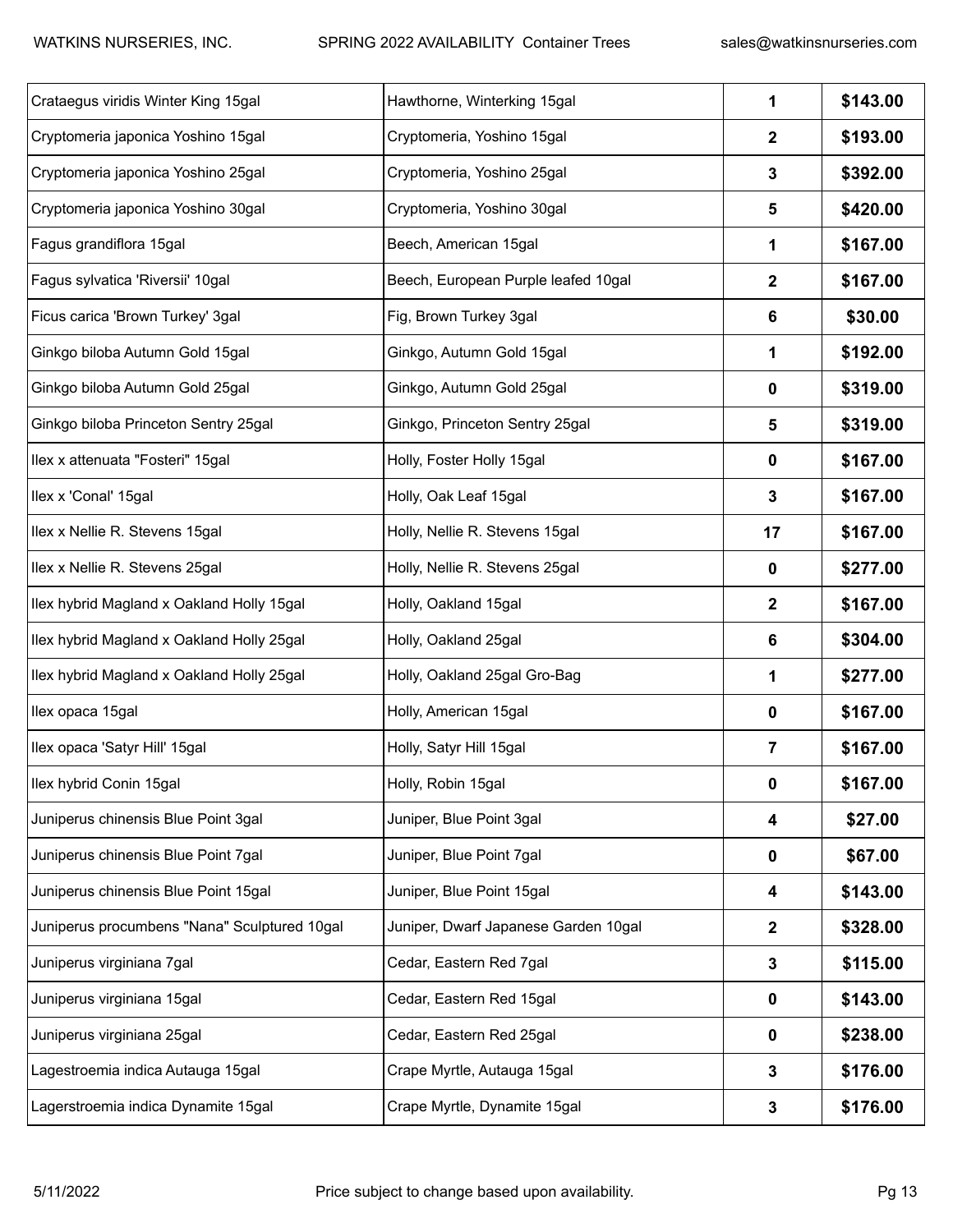| Crataegus viridis Winter King 15gal | Hawthorne, Winterking 15gal | 1 | $143.00 |
|---|---|---|---|
| Cryptomeria japonica Yoshino 15gal | Cryptomeria, Yoshino 15gal | 2 | $193.00 |
| Cryptomeria japonica Yoshino 25gal | Cryptomeria, Yoshino 25gal | 3 | $392.00 |
| Cryptomeria japonica Yoshino 30gal | Cryptomeria, Yoshino 30gal | 5 | $420.00 |
| Fagus grandiflora 15gal | Beech, American 15gal | 1 | $167.00 |
| Fagus sylvatica 'Riversii' 10gal | Beech, European Purple leafed 10gal | 2 | $167.00 |
| Ficus carica 'Brown Turkey' 3gal | Fig, Brown Turkey 3gal | 6 | $30.00 |
| Ginkgo biloba Autumn Gold 15gal | Ginkgo, Autumn Gold 15gal | 1 | $192.00 |
| Ginkgo biloba Autumn Gold 25gal | Ginkgo, Autumn Gold 25gal | 0 | $319.00 |
| Ginkgo biloba Princeton Sentry 25gal | Ginkgo, Princeton Sentry 25gal | 5 | $319.00 |
| Ilex x attenuata "Fosteri" 15gal | Holly, Foster Holly 15gal | 0 | $167.00 |
| Ilex x 'Conal' 15gal | Holly, Oak Leaf 15gal | 3 | $167.00 |
| Ilex x Nellie R. Stevens 15gal | Holly, Nellie R. Stevens 15gal | 17 | $167.00 |
| Ilex x Nellie R. Stevens 25gal | Holly, Nellie R. Stevens 25gal | 0 | $277.00 |
| Ilex hybrid Magland x Oakland Holly 15gal | Holly, Oakland 15gal | 2 | $167.00 |
| Ilex hybrid Magland x Oakland Holly 25gal | Holly, Oakland 25gal | 6 | $304.00 |
| Ilex hybrid Magland x Oakland Holly 25gal | Holly, Oakland 25gal Gro-Bag | 1 | $277.00 |
| Ilex opaca 15gal | Holly, American 15gal | 0 | $167.00 |
| Ilex opaca 'Satyr Hill' 15gal | Holly, Satyr Hill 15gal | 7 | $167.00 |
| Ilex hybrid Conin 15gal | Holly, Robin 15gal | 0 | $167.00 |
| Juniperus chinensis Blue Point 3gal | Juniper, Blue Point 3gal | 4 | $27.00 |
| Juniperus chinensis Blue Point 7gal | Juniper, Blue Point 7gal | 0 | $67.00 |
| Juniperus chinensis Blue Point 15gal | Juniper, Blue Point 15gal | 4 | $143.00 |
| Juniperus procumbens "Nana" Sculptured 10gal | Juniper, Dwarf Japanese Garden 10gal | 2 | $328.00 |
| Juniperus virginiana 7gal | Cedar, Eastern Red 7gal | 3 | $115.00 |
| Juniperus virginiana 15gal | Cedar, Eastern Red 15gal | 0 | $143.00 |
| Juniperus virginiana 25gal | Cedar, Eastern Red 25gal | 0 | $238.00 |
| Lagestroemia indica Autauga 15gal | Crape Myrtle, Autauga 15gal | 3 | $176.00 |
| Lagerstroemia indica Dynamite 15gal | Crape Myrtle, Dynamite 15gal | 3 | $176.00 |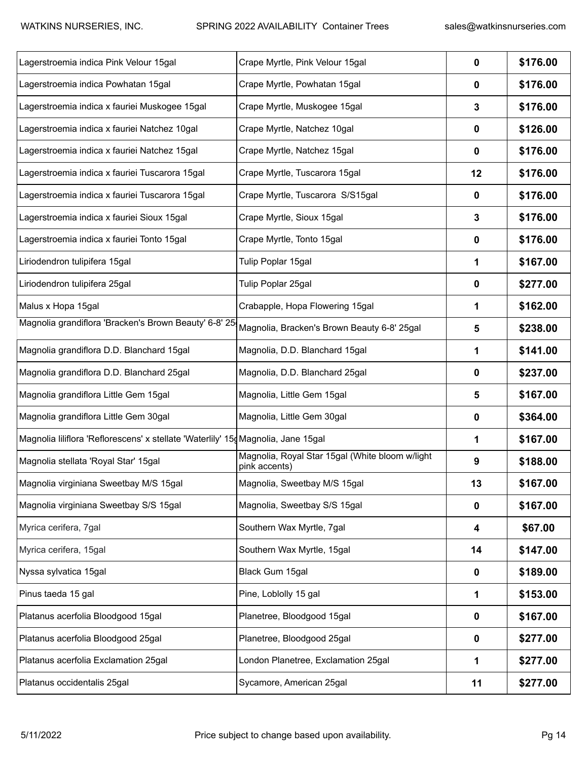| | | | |
|---|---|---|---|
| Lagerstroemia indica Pink Velour 15gal | Crape Myrtle, Pink Velour 15gal | **0** | **$176.00** |
| Lagerstroemia indica Powhatan 15gal | Crape Myrtle, Powhatan 15gal | **0** | **$176.00** |
| Lagerstroemia indica x fauriei Muskogee 15gal | Crape Myrtle, Muskogee 15gal | **3** | **$176.00** |
| Lagerstroemia indica x fauriei Natchez 10gal | Crape Myrtle, Natchez 10gal | **0** | **$126.00** |
| Lagerstroemia indica x fauriei Natchez 15gal | Crape Myrtle, Natchez 15gal | **0** | **$176.00** |
| Lagerstroemia indica x fauriei Tuscarora 15gal | Crape Myrtle, Tuscarora 15gal | **12** | **$176.00** |
| Lagerstroemia indica x fauriei Tuscarora 15gal | Crape Myrtle, Tuscarora S/S15gal | **0** | **$176.00** |
| Lagerstroemia indica x fauriei Sioux 15gal | Crape Myrtle, Sioux 15gal | **3** | **$176.00** |
| Lagerstroemia indica x fauriei Tonto 15gal | Crape Myrtle, Tonto 15gal | **0** | **$176.00** |
| Liriodendron tulipifera 15gal | Tulip Poplar 15gal | **1** | **$167.00** |
| Liriodendron tulipifera 25gal | Tulip Poplar 25gal | **0** | **$277.00** |
| Malus x Hopa 15gal | Crabapple, Hopa Flowering 15gal | **1** | **$162.00** |
| Magnolia grandiflora 'Bracken's Brown Beauty' 6-8' 25 | Magnolia, Bracken's Brown Beauty 6-8' 25gal | **5** | **$238.00** |
| Magnolia grandiflora D.D. Blanchard 15gal | Magnolia, D.D. Blanchard 15gal | **1** | **$141.00** |
| Magnolia grandiflora D.D. Blanchard 25gal | Magnolia, D.D. Blanchard 25gal | **0** | **$237.00** |
| Magnolia grandiflora Little Gem 15gal | Magnolia, Little Gem 15gal | **5** | **$167.00** |
| Magnolia grandiflora Little Gem 30gal | Magnolia, Little Gem 30gal | **0** | **$364.00** |
| Magnolia liliflora 'Reflorescens' x stellate 'Waterlily' 15 | Magnolia, Jane 15gal | **1** | **$167.00** |
| Magnolia stellata 'Royal Star' 15gal | Magnolia, Royal Star 15gal (White bloom w/light pink accents) | **9** | **$188.00** |
| Magnolia virginiana Sweetbay M/S 15gal | Magnolia, Sweetbay M/S 15gal | **13** | **$167.00** |
| Magnolia virginiana Sweetbay S/S 15gal | Magnolia, Sweetbay S/S 15gal | **0** | **$167.00** |
| Myrica cerifera, 7gal | Southern Wax Myrtle, 7gal | **4** | **$67.00** |
| Myrica cerifera, 15gal | Southern Wax Myrtle, 15gal | **14** | **$147.00** |
| Nyssa sylvatica 15gal | Black Gum 15gal | **0** | **$189.00** |
| Pinus taeda 15 gal | Pine, Loblolly 15 gal | **1** | **$153.00** |
| Platanus acerfolia Bloodgood 15gal | Planetree, Bloodgood 15gal | **0** | **$167.00** |
| Platanus acerfolia Bloodgood 25gal | Planetree, Bloodgood 25gal | **0** | **$277.00** |
| Platanus acerfolia Exclamation 25gal | London Planetree, Exclamation 25gal | **1** | **$277.00** |
| Platanus occidentalis 25gal | Sycamore, American 25gal | **11** | **$277.00** |

Price subject to change based upon availability.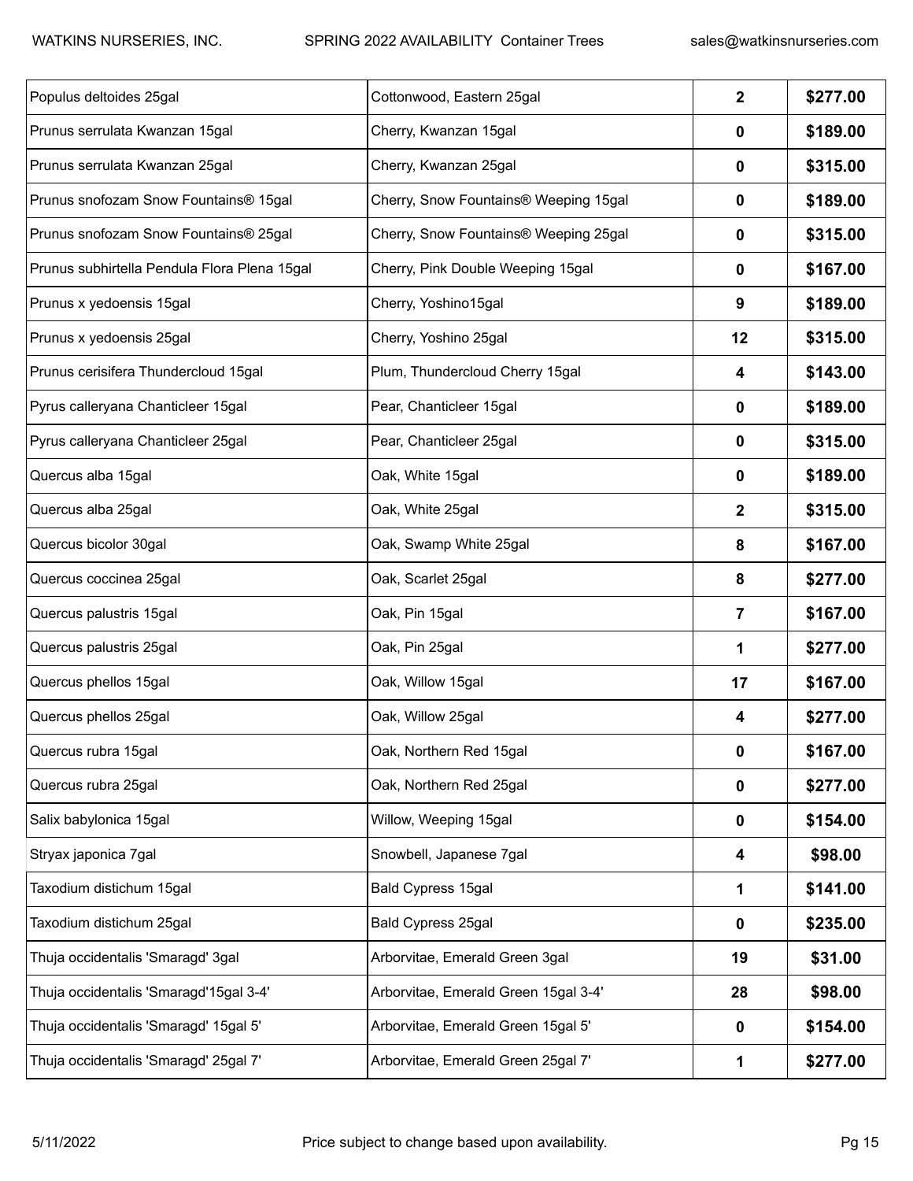| Populus deltoides 25gal | Cottonwood, Eastern 25gal | **2** | **$277.00** |
|---|---|---|---|
| Prunus serrulata Kwanzan 15gal | Cherry, Kwanzan 15gal | **0** | **$189.00** |
| Prunus serrulata Kwanzan 25gal | Cherry, Kwanzan 25gal | **0** | **$315.00** |
| Prunus snofozam Snow Fountains® 15gal | Cherry, Snow Fountains® Weeping 15gal | **0** | **$189.00** |
| Prunus snofozam Snow Fountains® 25gal | Cherry, Snow Fountains® Weeping 25gal | **0** | **$315.00** |
| Prunus subhirtella Pendula Flora Plena 15gal | Cherry, Pink Double Weeping 15gal | **0** | **$167.00** |
| Prunus x yedoensis 15gal | Cherry, Yoshino15gal | **9** | **$189.00** |
| Prunus x yedoensis 25gal | Cherry, Yoshino 25gal | **12** | **$315.00** |
| Prunus cerisifera Thundercloud 15gal | Plum, Thundercloud Cherry 15gal | **4** | **$143.00** |
| Pyrus calleryana Chanticleer 15gal | Pear, Chanticleer 15gal | **0** | **$189.00** |
| Pyrus calleryana Chanticleer 25gal | Pear, Chanticleer 25gal | **0** | **$315.00** |
| Quercus alba 15gal | Oak, White 15gal | **0** | **$189.00** |
| Quercus alba 25gal | Oak, White 25gal | **2** | **$315.00** |
| Quercus bicolor 30gal | Oak, Swamp White 25gal | **8** | **$167.00** |
| Quercus coccinea 25gal | Oak, Scarlet 25gal | **8** | **$277.00** |
| Quercus palustris 15gal | Oak, Pin 15gal | **7** | **$167.00** |
| Quercus palustris 25gal | Oak, Pin 25gal | **1** | **$277.00** |
| Quercus phellos 15gal | Oak, Willow 15gal | **17** | **$167.00** |
| Quercus phellos 25gal | Oak, Willow 25gal | **4** | **$277.00** |
| Quercus rubra 15gal | Oak, Northern Red 15gal | **0** | **$167.00** |
| Quercus rubra 25gal | Oak, Northern Red 25gal | **0** | **$277.00** |
| Salix babylonica 15gal | Willow, Weeping 15gal | **0** | **$154.00** |
| Stryax japonica 7gal | Snowbell, Japanese 7gal | **4** | **$98.00** |
| Taxodium distichum 15gal | Bald Cypress 15gal | **1** | **$141.00** |
| Taxodium distichum 25gal | Bald Cypress 25gal | **0** | **$235.00** |
| Thuja occidentalis 'Smaragd' 3gal | Arborvitae, Emerald Green 3gal | **19** | **$31.00** |
| Thuja occidentalis 'Smaragd'15gal 3-4' | Arborvitae, Emerald Green 15gal 3-4' | **28** | **$98.00** |
| Thuja occidentalis 'Smaragd' 15gal 5' | Arborvitae, Emerald Green 15gal 5' | **0** | **$154.00** |
| Thuja occidentalis 'Smaragd' 25gal 7' | Arborvitae, Emerald Green 25gal 7' | **1** | **$277.00** |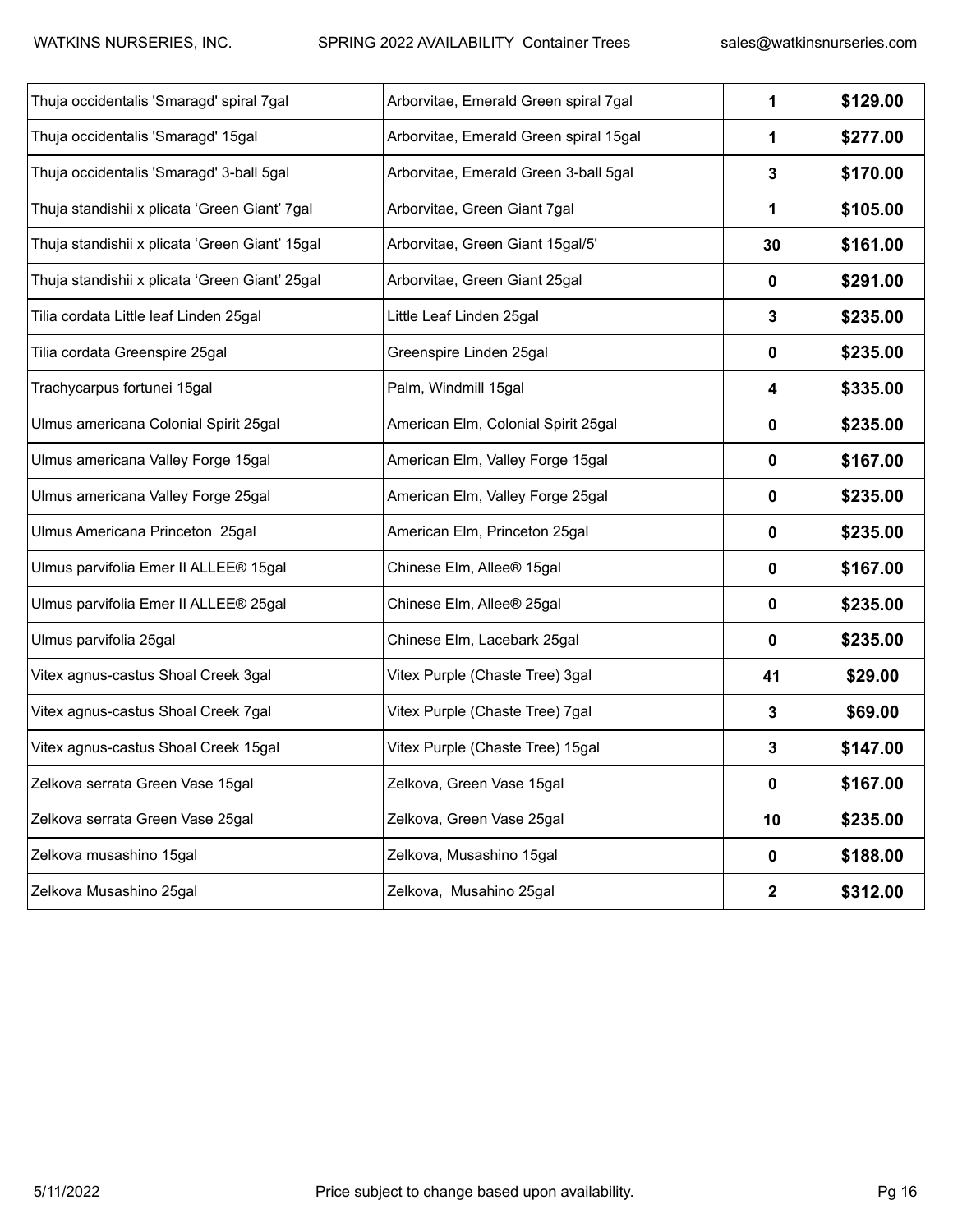| | | | |
|---|---|---|---|
| Thuja occidentalis 'Smaragd' spiral 7gal | Arborvitae, Emerald Green spiral 7gal | **1** | **$129.00** |
| Thuja occidentalis 'Smaragd' 15gal | Arborvitae, Emerald Green spiral 15gal | **1** | **$277.00** |
| Thuja occidentalis 'Smaragd' 3-ball 5gal | Arborvitae, Emerald Green 3-ball 5gal | **3** | **$170.00** |
| Thuja standishii x plicata 'Green Giant' 7gal | Arborvitae, Green Giant 7gal | **1** | **$105.00** |
| Thuja standishii x plicata 'Green Giant' 15gal | Arborvitae, Green Giant 15gal/5' | **30** | **$161.00** |
| Thuja standishii x plicata 'Green Giant' 25gal | Arborvitae, Green Giant 25gal | **0** | **$291.00** |
| Tilia cordata Little leaf Linden 25gal | Little Leaf Linden 25gal | **3** | **$235.00** |
| Tilia cordata Greenspire 25gal | Greenspire Linden 25gal | **0** | **$235.00** |
| Trachycarpus fortunei 15gal | Palm, Windmill 15gal | **4** | **$335.00** |
| Ulmus americana Colonial Spirit 25gal | American Elm, Colonial Spirit 25gal | **0** | **$235.00** |
| Ulmus americana Valley Forge 15gal | American Elm, Valley Forge 15gal | **0** | **$167.00** |
| Ulmus americana Valley Forge 25gal | American Elm, Valley Forge 25gal | **0** | **$235.00** |
| Ulmus Americana Princeton 25gal | American Elm, Princeton 25gal | **0** | **$235.00** |
| Ulmus parvifolia Emer II ALLEE® 15gal | Chinese Elm, Allee® 15gal | **0** | **$167.00** |
| Ulmus parvifolia Emer II ALLEE® 25gal | Chinese Elm, Allee® 25gal | **0** | **$235.00** |
| Ulmus parvifolia 25gal | Chinese Elm, Lacebark 25gal | **0** | **$235.00** |
| Vitex agnus-castus Shoal Creek 3gal | Vitex Purple (Chaste Tree) 3gal | **41** | **$29.00** |
| Vitex agnus-castus Shoal Creek 7gal | Vitex Purple (Chaste Tree) 7gal | **3** | **$69.00** |
| Vitex agnus-castus Shoal Creek 15gal | Vitex Purple (Chaste Tree) 15gal | **3** | **$147.00** |
| Zelkova serrata Green Vase 15gal | Zelkova, Green Vase 15gal | **0** | **$167.00** |
| Zelkova serrata Green Vase 25gal | Zelkova, Green Vase 25gal | **10** | **$235.00** |
| Zelkova musashino 15gal | Zelkova, Musashino 15gal | **0** | **$188.00** |
| Zelkova Musashino 25gal | Zelkova, Musahino 25gal | **2** | **$312.00** |